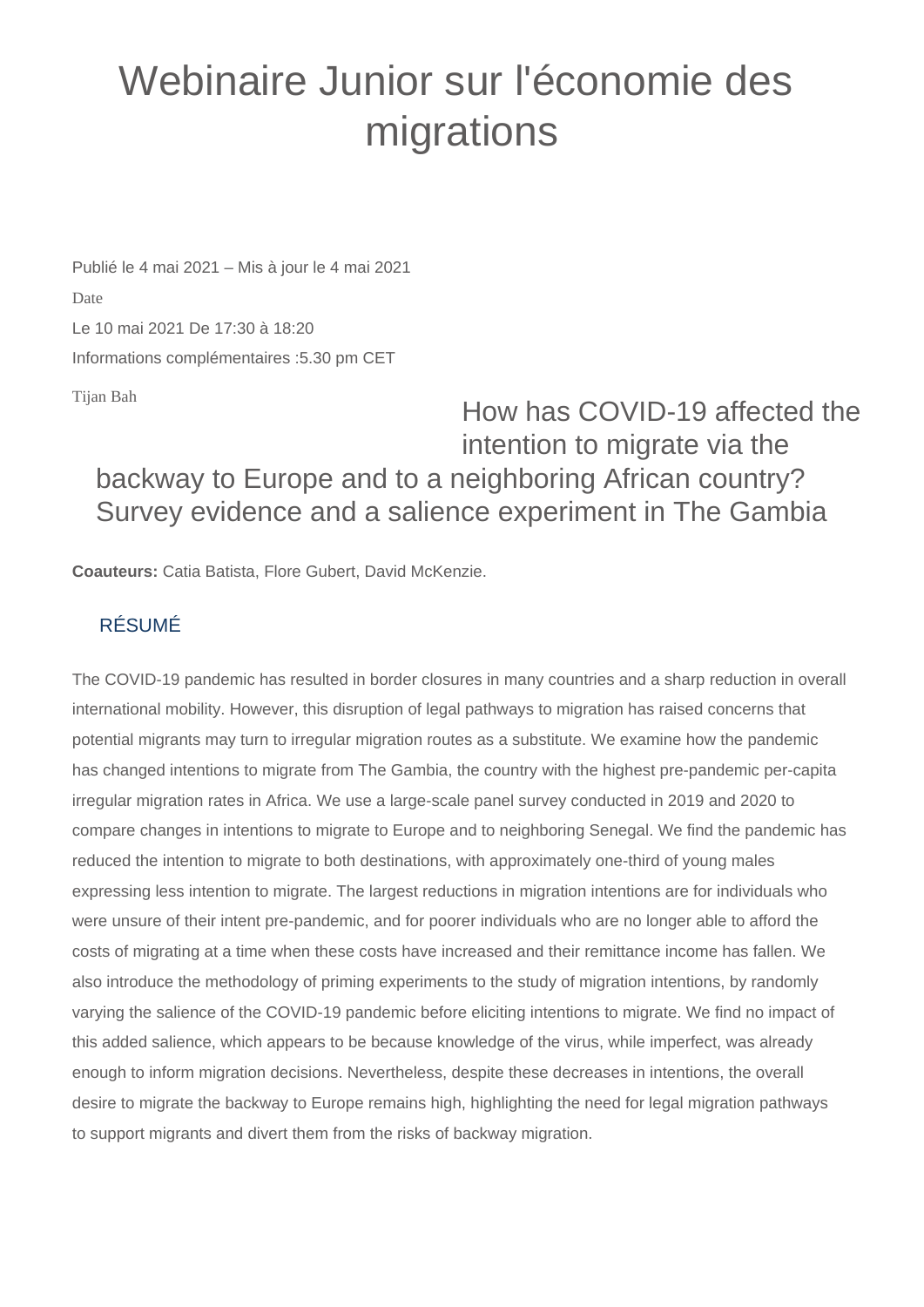# Webinaire Junior sur l'économie des migrations

Publié le 4 mai 2021 – Mis à jour le 4 mai 2021

Date

Le 10 mai 2021 De 17:30 à 18:20

Informations complémentaires :5.30 pm CET

Tijan Bah

## How has COVID-19 affected the intention to migrate via the backway to Europe and to a neighboring African country? Survey evidence and a salience experiment in The Gambia

**Coauteurs:** Catia Batista, Flore Gubert, David McKenzie.

### RÉSUMÉ

The COVID-19 pandemic has resulted in border closures in many countries and a sharp reduction in overall international mobility. However, this disruption of legal pathways to migration has raised concerns that potential migrants may turn to irregular migration routes as a substitute. We examine how the pandemic has changed intentions to migrate from The Gambia, the country with the highest pre-pandemic per-capita irregular migration rates in Africa. We use a large-scale panel survey conducted in 2019 and 2020 to compare changes in intentions to migrate to Europe and to neighboring Senegal. We find the pandemic has reduced the intention to migrate to both destinations, with approximately one-third of young males expressing less intention to migrate. The largest reductions in migration intentions are for individuals who were unsure of their intent pre-pandemic, and for poorer individuals who are no longer able to afford the costs of migrating at a time when these costs have increased and their remittance income has fallen. We also introduce the methodology of priming experiments to the study of migration intentions, by randomly varying the salience of the COVID-19 pandemic before eliciting intentions to migrate. We find no impact of this added salience, which appears to be because knowledge of the virus, while imperfect, was already enough to inform migration decisions. Nevertheless, despite these decreases in intentions, the overall desire to migrate the backway to Europe remains high, highlighting the need for legal migration pathways to support migrants and divert them from the risks of backway migration.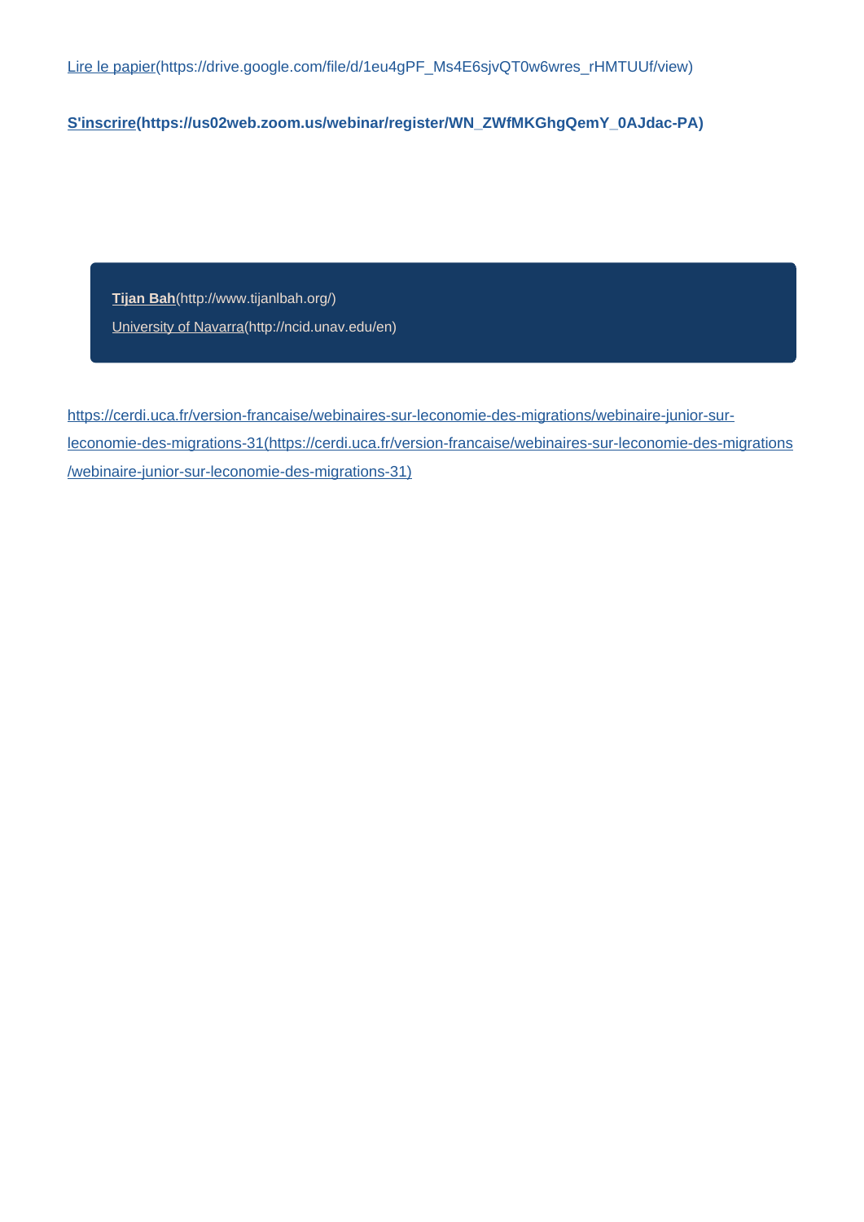Lire le papier(https://drive.google.com/file/d/1eu4gPF_Ms4E6sjvQT0w6wres_rHMTUUf/view)

**S'inscrire(https://us02web.zoom.us/webinar/register/WN_ZWfMKGhgQemY_0AJdac-PA)**

**Tijan Bah**(http://www.tijanlbah.org/)

University of Navarra(http://ncid.unav.edu/en)

https://cerdi.uca.fr/version-francaise/webinaires-sur-leconomie-des-migrations/webinaire-junior-sur-leconomie-des-migrations-31(https://cerdi.uca.fr/version-francaise/webinaires-sur-leconomie-des-migrations/webinaire-junior-sur-leconomie-des-migrations-31)